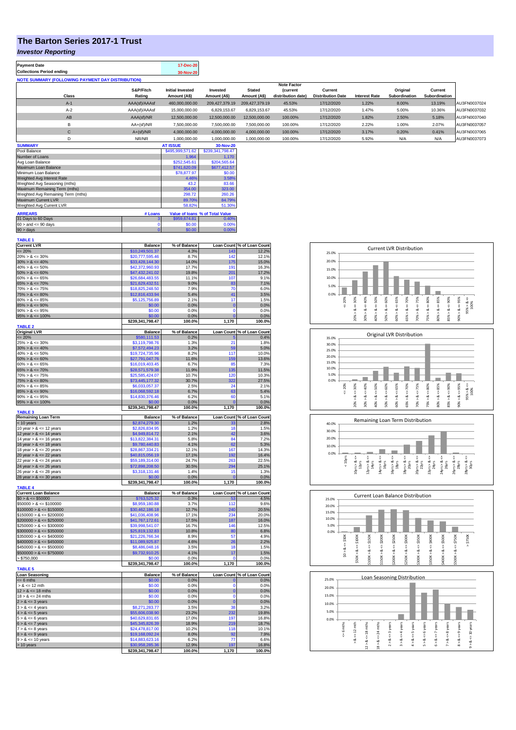# The Barton Series 2017-1 Trust

## *Investor Reporting*

| Payment Date | 17-Dec-20 |
|---|---|
| Collections Period ending | 30-Nov-20 |

**NOTE SUMMARY (FOLLOWING PAYMENT DAY DISTRIBUTION)**

| Class | S&P/Fitch Rating | Initial Invested Amount (A$) | Invested Amount (A$) | Stated Amount (A$) | Note Factor (current distribution date) | Current Distribution Date | Interest Rate | Original Subordination | Current Subordination | |
|---|---|---|---|---|---|---|---|---|---|---|
| A-1 | AAA(sf)/AAAsf | 460,000,000.00 | 209,427,379.19 | 209,427,379.19 | 45.53% | 17/12/2020 | 1.22% | 8.00% | 13.19% | AU3FN0037024 |
| A-2 | AAA(sf)/AAAsf | 15,000,000.00 | 6,829,153.67 | 6,829,153.67 | 45.53% | 17/12/2020 | 1.47% | 5.00% | 10.36% | AU3FN0037032 |
| AB | AAA(sf)/NR | 12,500,000.00 | 12,500,000.00 | 12,500,000.00 | 100.00% | 17/12/2020 | 1.82% | 2.50% | 5.18% | AU3FN0037040 |
| B | AA+(sf)/NR | 7,500,000.00 | 7,500,000.00 | 7,500,000.00 | 100.00% | 17/12/2020 | 2.22% | 1.00% | 2.07% | AU3FN0037057 |
| C | A+(sf)/NR | 4,000,000.00 | 4,000,000.00 | 4,000,000.00 | 100.00% | 17/12/2020 | 3.17% | 0.20% | 0.41% | AU3FN0037065 |
| D | NR/NR | 1,000,000.00 | 1,000,000.00 | 1,000,000.00 | 100.00% | 17/12/2020 | 5.92% | N/A | N/A | AU3FN0037073 |

| SUMMARY | AT ISSUE | 30-Nov-20 |
|---|---|---|
| Pool Balance | $495,999,571.62 | $239,341,798.47 |
| Number of Loans | 1,964 | 1,170 |
| Avg Loan Balance | $252,545.61 | $204,565.64 |
| Maximum Loan Balance | $741,620.09 | $677,412.57 |
| Minimum Loan Balance | $78,877.97 | $0.00 |
| Weighted Avg Interest Rate | 4.46% | 3.58% |
| Weighted Avg Seasoning (mths) | 43.2 | 83.66 |
| Maximum Remaining Term (mths) | 354.00 | 323.00 |
| Weighted Avg Remaining Term (mths) | 298.72 | 260.26 |
| Maximum Current LVR | 89.70% | 84.79% |
| Weighted Avg Current LVR | 58.82% | 51.30% |

| ARREARS | # Loans | Value of loans | % of Total Value |
|---|---|---|---|
| 31 Days to 60 Days | 3 | $959,674.81 | 0.40% |
| 60 > and <= 90 days | 0 | $0.00 | 0.00% |
| 90 > days | 0 | $0.00 | 0.00% |

**TABLE 1**

| Current LVR | Balance | % of Balance | Loan Count | % of Loan Count |
|---|---|---|---|---|
| <= 20% | $10,249,501.37 | 4.3% | 143 | 12.2% |
| 20% > & <= 30% | $20,777,595.46 | 8.7% | 142 | 12.1% |
| 30% > & <= 40% | $33,428,144.30 | 14.0% | 175 | 15.0% |
| 40% > & <= 50% | $42,372,960.93 | 17.7% | 191 | 16.3% |
| 50% > & <= 60% | $47,432,241.02 | 19.8% | 201 | 17.2% |
| 60% > & <= 65% | $26,684,483.55 | 11.1% | 107 | 9.1% |
| 65% > & <= 70% | $21,629,432.51 | 9.0% | 83 | 7.1% |
| 70% > & <= 75% | $18,825,248.50 | 7.9% | 70 | 6.0% |
| 75% > & <= 80% | $12,816,433.94 | 5.4% | 41 | 3.5% |
| 80% > & <= 85% | $5,125,756.89 | 2.1% | 17 | 1.5% |
| 85% > & <= 90% | $0.00 | 0.0% | 0 | 0.0% |
| 90% > & <= 95% | $0.00 | 0.0% | 0 | 0.0% |
| 95% > & <= 100% | $0.00 | 0.0% | 0 | 0.0% |
| | $239,341,798.47 | 100.0% | 1,170 | 100.0% |

**TABLE 2**

| Original LVR | Balance | % of Balance | Loan Count | % of Loan Count |
|---|---|---|---|---|
| <= 20% | $580,111.53 | 0.2% | 5 | 0.4% |
| 25% > & <= 30% | $3,119,798.76 | 1.3% | 21 | 1.8% |
| 30% > & <= 40% | $7,572,494.23 | 3.2% | 59 | 5.0% |
| 40% > & <= 50% | $19,724,735.96 | 8.2% | 117 | 10.0% |
| 50% > & <= 60% | $27,791,047.76 | 11.6% | 159 | 13.6% |
| 60% > & <= 65% | $16,019,403.45 | 6.7% | 85 | 7.3% |
| 65% > & <= 70% | $28,571,579.38 | 11.9% | 135 | 11.5% |
| 70% > & <= 75% | $25,585,424.07 | 10.7% | 120 | 10.3% |
| 75% > & <= 80% | $73,445,177.32 | 30.7% | 322 | 27.5% |
| 80% > & <= 85% | $6,033,057.37 | 2.5% | 24 | 2.1% |
| 85% > & <= 90% | $16,068,592.18 | 6.7% | 63 | 5.4% |
| 90% > & <= 95% | $14,830,376.46 | 6.2% | 60 | 5.1% |
| 95% > & <= 100% | $0.00 | 0.0% | 0 | 0.0% |
| | $239,341,798.47 | 100.0% | 1,170 | 100.0% |

**TABLE 3**

| Remaining Loan Term | Balance | % of Balance | Loan Count | % of Loan Count |
|---|---|---|---|---|
| < 10 years | $2,874,279.30 | 1.2% | 33 | 2.8% |
| 10 year > & <= 12 years | $2,826,834.95 | 1.2% | 18 | 1.5% |
| 12 year > & <= 14 years | $4,949,814.72 | 2.1% | 42 | 3.6% |
| 14 year > & <= 16 years | $13,822,384.31 | 5.8% | 84 | 7.2% |
| 16 year > & <= 18 years | $9,780,440.83 | 4.1% | 62 | 5.3% |
| 18 year > & <= 20 years | $28,867,334.21 | 12.1% | 167 | 14.3% |
| 20 year > & <= 22 years | $40,815,056.19 | 17.1% | 192 | 16.4% |
| 22 year > & <= 24 years | $59,189,314.00 | 24.7% | 263 | 22.5% |
| 24 year > & <= 26 years | $72,898,208.50 | 30.5% | 294 | 25.1% |
| 26 year > & <= 28 years | $3,318,131.46 | 1.4% | 15 | 1.3% |
| 28 year > & <= 30 years | $0.00 | 0.0% | 0 | 0.0% |
| | $239,341,798.47 | 100.0% | 1,170 | 100.0% |

**TABLE 4**

| Current Loan Balance | Balance | % of Balance | Loan Count | % of Loan Count |
|---|---|---|---|---|
| $0 > & <= $50000 | $763,525.32 | 0.3% | 53 | 4.5% |
| $50000 > & <= $100000 | $8,959,180.88 | 3.7% | 112 | 9.6% |
| $100000 > & <= $150000 | $30,462,186.18 | 12.7% | 240 | 20.5% |
| $150000 > & <= $200000 | $41,036,408.96 | 17.1% | 234 | 20.0% |
| $200000 > & <= $250000 | $41,767,172.61 | 17.5% | 187 | 16.0% |
| $250000 > & <= $300000 | $39,998,541.07 | 16.7% | 146 | 12.5% |
| $300000 > & <= $350000 | $25,819,132.83 | 10.8% | 80 | 6.8% |
| $350000 > & <= $400000 | $21,226,766.34 | 8.9% | 57 | 4.9% |
| $400000 > & <= $450000 | $11,089,925.87 | 4.6% | 26 | 2.2% |
| $450000 > & <= $500000 | $8,486,048.16 | 3.5% | 18 | 1.5% |
| $500000 > & <= $750000 | $9,732,910.25 | 4.1% | 17 | 1.5% |
| > $750,000 | $0.00 | 0.0% | 0 | 0.0% |
| | $239,341,798.47 | 100.0% | 1,170 | 100.0% |

**TABLE 5**

| Loan Seasoning | Balance | % of Balance | Loan Count | % of Loan Count |
|---|---|---|---|---|
| <= 6 mths | $0.00 | 0.0% | 0 | 0.0% |
| > & <= 12 mth | $0.00 | 0.0% | 0 | 0.0% |
| 12 > & <= 18 mths | $0.00 | 0.0% | 0 | 0.0% |
| 18 > & <= 24 mths | $0.00 | 0.0% | 0 | 0.0% |
| 2 > & <= 3 years | $0.00 | 0.0% | 0 | 0.0% |
| 3 > & <= 4 years | $8,271,283.77 | 3.5% | 38 | 3.2% |
| 4 > & <= 5 years | $55,606,038.90 | 23.2% | 232 | 19.8% |
| 5 > & <= 6 years | $40,629,831.65 | 17.0% | 197 | 16.8% |
| 6 > & <= 7 years | $45,345,826.39 | 18.9% | 219 | 18.7% |
| 7 > & <= 8 years | $24,478,817.00 | 10.2% | 118 | 10.1% |
| 8 > & <= 9 years | $19,168,092.24 | 8.0% | 92 | 7.9% |
| 9 > & <= 10 years | $14,883,623.16 | 6.2% | 77 | 6.6% |
| > 10 years | $30,958,285.36 | 12.9% | 197 | 16.8% |
| | $239,341,798.47 | 100.0% | 1,170 | 100.0% |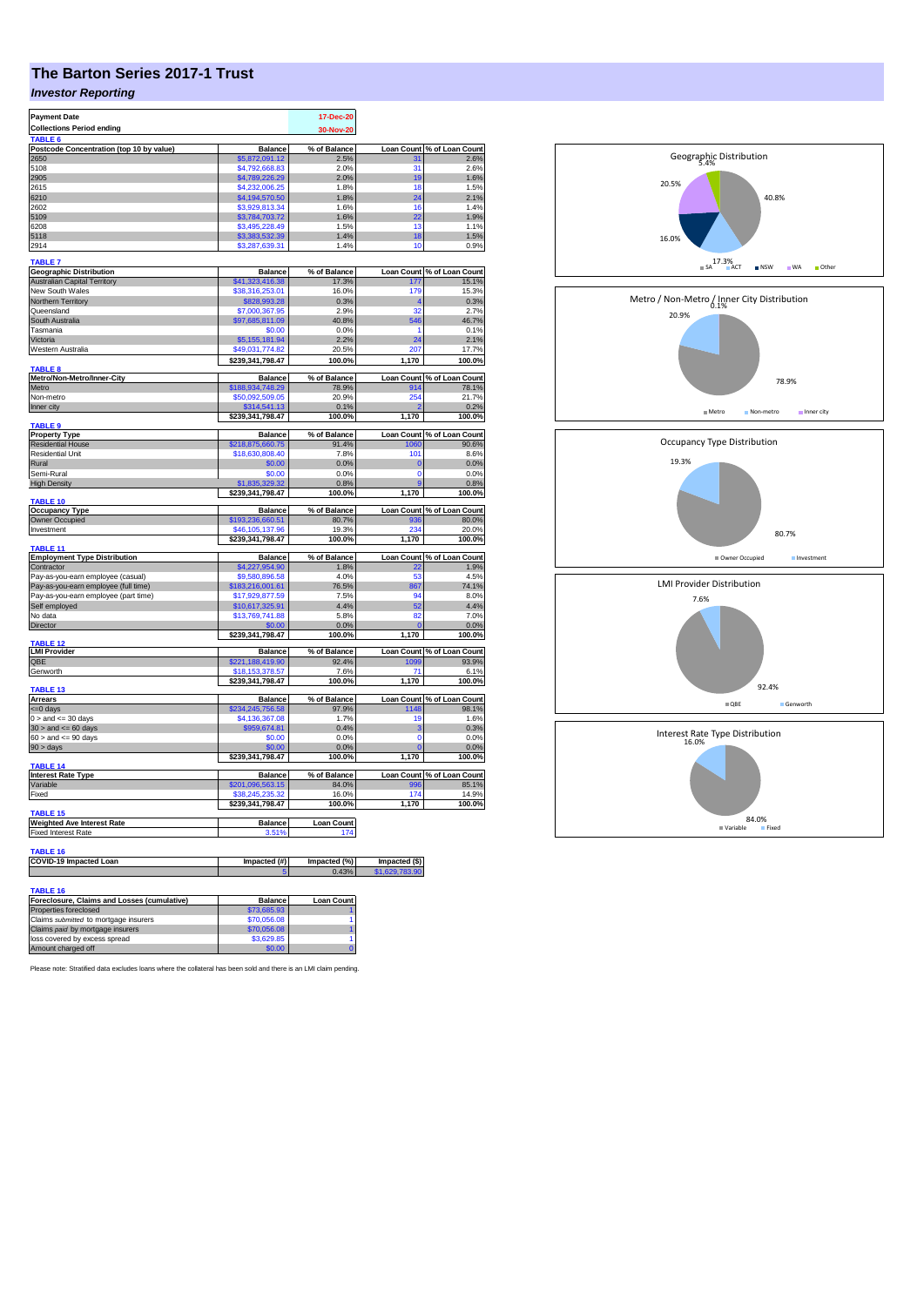# The Barton Series 2017-1 Trust

## *Investor Reporting*

| | |
|---|---|
| **Payment Date** | **17-Dec-20** |
| **Collections Period ending** | **30-Nov-20** |

**TABLE 6**

| Postcode Concentration (top 10 by value) | Balance | % of Balance | Loan Count | % of Loan Count |
|---|---|---|---|---|
| 2650 | $5,872,091.12 | 2.5% | 31 | 2.6% |
| 5108 | $4,792,668.83 | 2.0% | 31 | 2.6% |
| 2905 | $4,789,226.29 | 2.0% | 19 | 1.6% |
| 2615 | $4,232,006.25 | 1.8% | 18 | 1.5% |
| 6210 | $4,194,570.50 | 1.8% | 24 | 2.1% |
| 2602 | $3,929,813.34 | 1.6% | 16 | 1.4% |
| 5109 | $3,784,703.72 | 1.6% | 22 | 1.9% |
| 6208 | $3,495,228.49 | 1.5% | 13 | 1.1% |
| 5118 | $3,383,532.39 | 1.4% | 18 | 1.5% |
| 2914 | $3,287,639.31 | 1.4% | 10 | 0.9% |

**TABLE 7**

| Geographic Distribution | Balance | % of Balance | Loan Count | % of Loan Count |
|---|---|---|---|---|
| Australian Capital Territory | $41,323,416.38 | 17.3% | 177 | 15.1% |
| New South Wales | $38,316,253.01 | 16.0% | 179 | 15.3% |
| Northern Territory | $828,993.28 | 0.3% | 4 | 0.3% |
| Queensland | $7,000,367.95 | 2.9% | 32 | 2.7% |
| South Australia | $97,685,811.09 | 40.8% | 546 | 46.7% |
| Tasmania | $0.00 | 0.0% | 1 | 0.1% |
| Victoria | $5,155,181.94 | 2.2% | 24 | 2.1% |
| Western Australia | $49,031,774.82 | 20.5% | 207 | 17.7% |
| | **$239,341,798.47** | **100.0%** | **1,170** | **100.0%** |

**TABLE 8**

| Metro/Non-Metro/Inner-City | Balance | % of Balance | Loan Count | % of Loan Count |
|---|---|---|---|---|
| Metro | $188,934,748.29 | 78.9% | 914 | 78.1% |
| Non-metro | $50,092,509.05 | 20.9% | 254 | 21.7% |
| Inner city | $314,541.13 | 0.1% | 2 | 0.2% |
| | **$239,341,798.47** | **100.0%** | **1,170** | **100.0%** |

**TABLE 9**

| Property Type | Balance | % of Balance | Loan Count | % of Loan Count |
|---|---|---|---|---|
| Residential House | $218,875,660.75 | 91.4% | 1060 | 90.6% |
| Residential Unit | $18,630,808.40 | 7.8% | 101 | 8.6% |
| Rural | $0.00 | 0.0% | 0 | 0.0% |
| Semi-Rural | $0.00 | 0.0% | 0 | 0.0% |
| High Density | $1,835,329.32 | 0.8% | 9 | 0.8% |
| | **$239,341,798.47** | **100.0%** | **1,170** | **100.0%** |

**TABLE 10**

| Occupancy Type | Balance | % of Balance | Loan Count | % of Loan Count |
|---|---|---|---|---|
| Owner Occupied | $193,236,660.51 | 80.7% | 936 | 80.0% |
| Investment | $46,105,137.96 | 19.3% | 234 | 20.0% |
| | **$239,341,798.47** | **100.0%** | **1,170** | **100.0%** |

**TABLE 11**

| Employment Type Distribution | Balance | % of Balance | Loan Count | % of Loan Count |
|---|---|---|---|---|
| Contractor | $4,227,954.90 | 1.8% | 22 | 1.9% |
| Pay-as-you-earn employee (casual) | $9,580,896.58 | 4.0% | 53 | 4.5% |
| Pay-as-you-earn employee (full time) | $183,216,001.61 | 76.5% | 867 | 74.1% |
| Pay-as-you-earn employee (part time) | $17,929,877.59 | 7.5% | 94 | 8.0% |
| Self employed | $10,617,325.91 | 4.4% | 52 | 4.4% |
| No data | $13,769,741.88 | 5.8% | 82 | 7.0% |
| Director | $0.00 | 0.0% | 0 | 0.0% |
| | **$239,341,798.47** | **100.0%** | **1,170** | **100.0%** |

**TABLE 12**

| LMI Provider | Balance | % of Balance | Loan Count | % of Loan Count |
|---|---|---|---|---|
| QBE | $221,188,419.90 | 92.4% | 1099 | 93.9% |
| Genworth | $18,153,378.57 | 7.6% | 71 | 6.1% |
| | **$239,341,798.47** | **100.0%** | **1,170** | **100.0%** |

**TABLE 13**

| Arrears | Balance | % of Balance | Loan Count | % of Loan Count |
|---|---|---|---|---|
| <=0 days | $234,245,756.58 | 97.9% | 1148 | 98.1% |
| 0 > and <= 30 days | $4,136,367.08 | 1.7% | 19 | 1.6% |
| 30 > and <= 60 days | $959,674.81 | 0.4% | 3 | 0.3% |
| 60 > and <= 90 days | $0.00 | 0.0% | 0 | 0.0% |
| 90 > days | $0.00 | 0.0% | 0 | 0.0% |
| | **$239,341,798.47** | **100.0%** | **1,170** | **100.0%** |

**TABLE 14**

| Interest Rate Type | Balance | % of Balance | Loan Count | % of Loan Count |
|---|---|---|---|---|
| Variable | $201,096,563.15 | 84.0% | 996 | 85.1% |
| Fixed | $38,245,235.32 | 16.0% | 174 | 14.9% |
| | **$239,341,798.47** | **100.0%** | **1,170** | **100.0%** |

**TABLE 15**

| Weighted Ave Interest Rate | Balance | Loan Count |
|---|---|---|
| Fixed Interest Rate | 3.51% | 174 |

**TABLE 16**

| COVID-19 Impacted Loan | Impacted (#) | Impacted (%) | Impacted ($) |
|---|---|---|---|
| | 5 | 0.43% | $1,629,783.90 |

**TABLE 16**

| Foreclosure, Claims and Losses (cumulative) | Balance | Loan Count |
|---|---|---|
| Properties foreclosed | $73,685.93 | 1 |
| Claims *submitted* to mortgage insurers | $70,056.08 | 1 |
| Claims *paid* by mortgage insurers | $70,056.08 | 1 |
| loss covered by excess spread | $3,629.85 | 1 |
| Amount charged off | $0.00 | 0 |

Please note: Stratified data excludes loans where the collateral has been sold and there is an LMI claim pending.

Geographic Distribution: SA 40.8%, ACT 17.3%, NSW 16.0%, WA 20.5%, Other 5.4%

Metro / Non-Metro / Inner City Distribution: Metro 78.9%, Non-metro 20.9%, Inner city 0.1%

Occupancy Type Distribution: Owner Occupied 80.7%, Investment 19.3%

LMI Provider Distribution: QBE 92.4%, Genworth 7.6%

Interest Rate Type Distribution: Variable 84.0%, Fixed 16.0%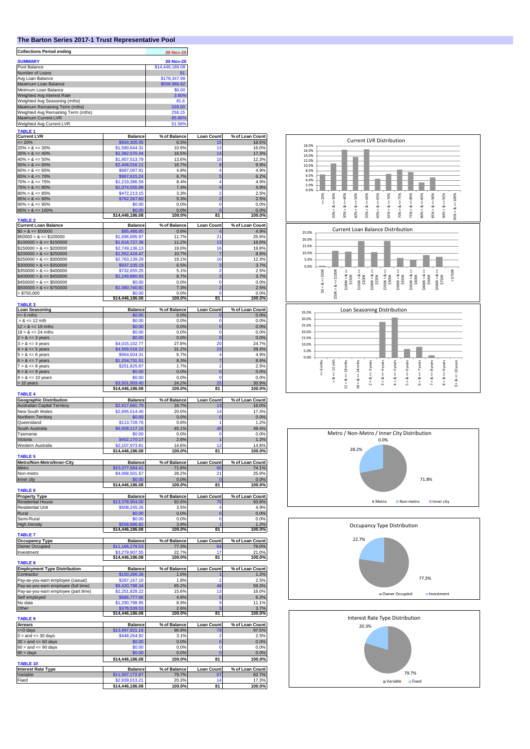# The Barton Series 2017-1 Trust Representative Pool

| Collections Period ending | 30-Nov-20 |
|---|---|

| SUMMARY | 30-Nov-20 |
|---|---|
| Pool Balance | $14,446,186.08 |
| Number of Loans | 81 |
| Avg Loan Balance | $178,347.98 |
| Maximum Loan Balance | $558,986.82 |
| Minimum Loan Balance | $0.00 |
| Weighted Avg Interest Rate | 3.60% |
| Weighted Avg Seasoning (mths) | 81.6 |
| Maximum Remaining Term (mths) | 328.00 |
| Weighted Avg Remaining Term (mths) | 258.15 |
| Maximum Current LVR | 85.86% |
| Weighted Avg Current LVR | 51.58% |

TABLE 1

| Current LVR | Balance | % of Balance | Loan Count | % of Loan Count |
|---|---|---|---|---|
| <= 20% | $934,305.05 | 6.5% | 15 | 18.5% |
| 20% > & <= 30% | $1,580,644.31 | 10.9% | 13 | 16.0% |
| 30% > & <= 40% | $2,382,570.44 | 16.5% | 14 | 17.3% |
| 40% > & <= 50% | $1,957,513.79 | 13.6% | 10 | 12.3% |
| 50% > & <= 60% | $2,408,016.11 | 16.7% | 8 | 9.9% |
| 60% > & <= 65% | $687,097.91 | 4.8% | 4 | 4.9% |
| 65% > & <= 70% | $967,615.24 | 6.7% | 5 | 6.2% |
| 70% > & <= 75% | $1,219,386.59 | 8.4% | 4 | 4.9% |
| 75% > & <= 80% | $1,074,555.89 | 7.4% | 4 | 4.9% |
| 80% > & <= 85% | $472,213.15 | 3.3% | 2 | 2.5% |
| 85% > & <= 90% | $762,267.60 | 5.3% | 2 | 2.5% |
| 90% > & <= 95% | $0.00 | 0.0% | 0 | 0.0% |
| 95% > & <= 100% | $0.00 | 0.0% | 0 | 0.0% |
| | $14,446,186.08 | 100.0% | 81 | 100.0% |

TABLE 2

| Current Loan Balance | Balance | % of Balance | Loan Count | % of Loan Count |
|---|---|---|---|---|
| $0 > & <= $50000 | $85,486.65 | 0.6% | 4 | 4.9% |
| $50000 > & <= $100000 | $1,696,895.97 | 11.7% | 21 | 25.9% |
| $100000 > & <= $150000 | $1,618,727.39 | 11.2% | 13 | 16.0% |
| $150000 > & <= $200000 | $2,749,136.13 | 19.0% | 16 | 19.8% |
| $200000 > & <= $250000 | $1,552,418.47 | 10.7% | 7 | 8.6% |
| $250000 > & <= $300000 | $2,763,139.29 | 19.1% | 10 | 12.3% |
| $300000 > & <= $350000 | $937,105.19 | 6.5% | 3 | 3.7% |
| $350000 > & <= $400000 | $732,655.25 | 5.1% | 2 | 2.5% |
| $400000 > & <= $450000 | $1,249,880.93 | 8.7% | 3 | 3.7% |
| $450000 > & <= $500000 | $0.00 | 0.0% | 0 | 0.0% |
| $500000 > & <= $750000 | $1,060,740.81 | 7.3% | 2 | 2.5% |
| > $750,000 | $0.00 | 0.0% | 0 | 0.0% |
| | $14,446,186.08 | 100.0% | 81 | 100.0% |

TABLE 3

| Loan Seasoning | Balance | % of Balance | Loan Count | % of Loan Count |
|---|---|---|---|---|
| <= 6 mths | $0.00 | 0.0% | 0 | 0.0% |
| > & <= 12 mth | $0.00 | 0.0% | 0 | 0.0% |
| 12 > & <= 18 mths | $0.00 | 0.0% | 0 | 0.0% |
| 18 > & <= 24 mths | $0.00 | 0.0% | 0 | 0.0% |
| 2 > & <= 3 years | $0.00 | 0.0% | 0 | 0.0% |
| 3 > & <= 4 years | $4,015,102.77 | 27.8% | 20 | 24.7% |
| 4 > & <= 5 years | $4,509,018.22 | 31.2% | 23 | 28.4% |
| 5 > & <= 6 years | $964,504.31 | 6.7% | 4 | 4.9% |
| 6 > & <= 7 years | $1,204,731.51 | 8.3% | 7 | 8.6% |
| 7 > & <= 8 years | $251,825.87 | 1.7% | 2 | 2.5% |
| 8 > & <= 9 years | $0.00 | 0.0% | 0 | 0.0% |
| 9 > & <= 10 years | $0.00 | 0.0% | 0 | 0.0% |
| > 10 years | $3,501,003.40 | 24.2% | 25 | 30.9% |
| | $14,446,186.08 | 100.0% | 81 | 100.0% |

TABLE 4

| Geographic Distribution | Balance | % of Balance | Loan Count | % of Loan Count |
|---|---|---|---|---|
| Australian Capital Territory | $2,417,681.79 | 16.7% | 13 | 16.0% |
| New South Wales | $2,895,514.40 | 20.0% | 14 | 17.3% |
| Northern Territory | $0.00 | 0.0% | 0 | 0.0% |
| Queensland | $113,728.76 | 0.8% | 1 | 1.2% |
| South Australia | $6,509,117.15 | 45.1% | 40 | 49.4% |
| Tasmania | $0.00 | 0.0% | 0 | 0.0% |
| Victoria | $402,170.17 | 2.8% | 1 | 1.2% |
| Western Australia | $2,107,973.81 | 14.6% | 12 | 14.8% |
| | $14,446,186.08 | 100.0% | 81 | 100.0% |

TABLE 5

| Metro/Non-Metro/Inner-City | Balance | % of Balance | Loan Count | % of Loan Count |
|---|---|---|---|---|
| Metro | $10,377,684.41 | 71.8% | 60 | 74.1% |
| Non-metro | $4,068,501.67 | 28.2% | 21 | 25.9% |
| Inner city | $0.00 | 0.0% | 0 | 0.0% |
| | $14,446,186.08 | 100.0% | 81 | 100.0% |

TABLE 6

| Property Type | Balance | % of Balance | Loan Count | % of Loan Count |
|---|---|---|---|---|
| Residential House | $13,378,954.00 | 92.6% | 76 | 93.8% |
| Residential Unit | $508,245.26 | 3.5% | 4 | 4.9% |
| Rural | $0.00 | 0.0% | 0 | 0.0% |
| Semi-Rural | $0.00 | 0.0% | 0 | 0.0% |
| High Density | $558,986.82 | 3.9% | 1 | 1.2% |
| | $14,446,186.08 | 100.0% | 81 | 100.0% |

TABLE 7

| Occupancy Type | Balance | % of Balance | Loan Count | % of Loan Count |
|---|---|---|---|---|
| Owner Occupied | $11,166,278.53 | 77.3% | 64 | 79.0% |
| Investment | $3,279,907.55 | 22.7% | 17 | 21.0% |
| | $14,446,186.08 | 100.0% | 81 | 100.0% |

TABLE 8

| Employment Type Distribution | Balance | % of Balance | Loan Count | % of Loan Count |
|---|---|---|---|---|
| Contractor | $150,286.28 | 1.0% | 1 | 1.2% |
| Pay-as-you-earn employee (casual) | $267,167.10 | 1.8% | 2 | 2.5% |
| Pay-as-you-earn employee (full time) | $9,420,798.34 | 65.2% | 48 | 59.3% |
| Pay-as-you-earn employee (part time) | $2,251,828.22 | 15.6% | 13 | 16.0% |
| Self employed | $686,777.66 | 4.8% | 5 | 6.2% |
| No data | $1,290,788.95 | 8.9% | 9 | 11.1% |
| Other | $378,539.53 | 2.6% | 3 | 3.7% |
| | $14,446,186.08 | 100.0% | 81 | 100.0% |

TABLE 9

| Arrears | Balance | % of Balance | Loan Count | % of Loan Count |
|---|---|---|---|---|
| <=0 days | $13,997,921.16 | 96.9% | 79 | 97.5% |
| 0 > and <= 30 days | $448,264.92 | 3.1% | 2 | 2.5% |
| 30 > and <= 60 days | $0.00 | 0.0% | 0 | 0.0% |
| 60 > and <= 90 days | $0.00 | 0.0% | 0 | 0.0% |
| 90 > days | $0.00 | 0.0% | 0 | 0.0% |
| | $14,446,186.08 | 100.0% | 81 | 100.0% |

TABLE 10

| Interest Rate Type | Balance | % of Balance | Loan Count | % of Loan Count |
|---|---|---|---|---|
| Variable | $11,507,172.87 | 79.7% | 67 | 82.7% |
| Fixed | $2,939,013.21 | 20.3% | 14 | 17.3% |
| | $14,446,186.08 | 100.0% | 81 | 100.0% |

Current LVR Distribution

18.0% 16.0% 14.0% 12.0% 10.0% 8.0% 6.0% 4.0% 2.0% 0.0%

<=20% | 20% > & <= 30% | 30% > & <= 40% | 40% > & <= 50% | 50% > & <= 60% | 60% > & <= 65% | 65% > & <= 70% | 70% > & <= 75% | 75% > & <= 80% | 80% > & <= 85% | 85% > & <= 90% | 90% > & <= 95% | 95% > & <= 100%

Current Loan Balance Distribution

25.0% 20.0% 15.0% 10.0% 5.0% 0.0%

$0 > & <= $50K | $50K > & <= $100K | $100K > & <= $150K | $150K > & <= $200K | $200K > & <= $250K | $250K > & <= $300K | $300K > & <= $350K | $350K > & <= $400K | $400K > & <= $500K | $500K > & <= $750K | > $750K

Loan Seasoning Distribution

35.0% 30.0% 25.0% 20.0% 15.0% 10.0% 5.0% 0.0%

<= 6 mths | > & <= 12 mth | 12 > & <= 18 mths | 18 > & <= 24 mths | 2 > & <= 3 years | 3 > & <= 4 years | 4 > & <= 5 years | 5 > & <= 6 years | 6 > & <= 7 years | 7 > & <= 8 years | 8 > & <= 9 years | 9 > & <= 10 years

Metro / Non-Metro / Inner City Distribution

0.0%
28.2%
71.8%

Metro | Non-metro | Inner city

Occupancy Type Distribution

22.7%
77.3%

Owner Occupied | Investment

Interest Rate Type Distribution

20.3%
79.7%

Variable | Fixed